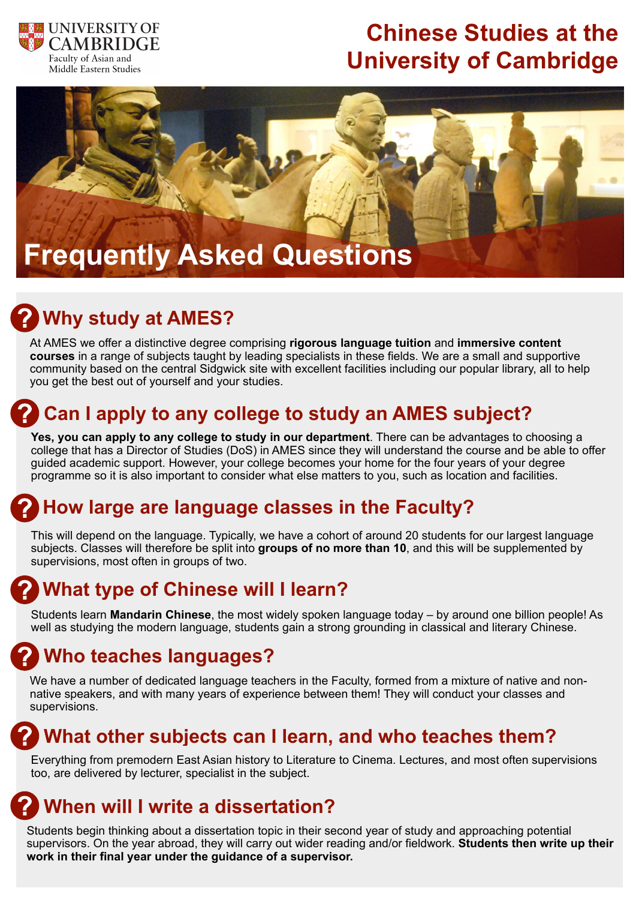UNIVERSITY OF CAMBRIDGE
Faculty of Asian and Middle Eastern Studies

# Chinese Studies at the University of Cambridge

# Frequently Asked Questions

## Why study at AMES?

At AMES we offer a distinctive degree comprising **rigorous language tuition** and **immersive content courses** in a range of subjects taught by leading specialists in these fields. We are a small and supportive community based on the central Sidgwick site with excellent facilities including our popular library, all to help you get the best out of yourself and your studies.

## Can I apply to any college to study an AMES subject?

**Yes, you can apply to any college to study in our department**. There can be advantages to choosing a college that has a Director of Studies (DoS) in AMES since they will understand the course and be able to offer guided academic support. However, your college becomes your home for the four years of your degree programme so it is also important to consider what else matters to you, such as location and facilities.

## How large are language classes in the Faculty?

This will depend on the language. Typically, we have a cohort of around 20 students for our largest language subjects. Classes will therefore be split into **groups of no more than 10**, and this will be supplemented by supervisions, most often in groups of two.

## What type of Chinese will I learn?

Students learn **Mandarin Chinese**, the most widely spoken language today – by around one billion people! As well as studying the modern language, students gain a strong grounding in classical and literary Chinese.

## Who teaches languages?

We have a number of dedicated language teachers in the Faculty, formed from a mixture of native and non-native speakers, and with many years of experience between them! They will conduct your classes and supervisions.

## What other subjects can I learn, and who teaches them?

Everything from premodern East Asian history to Literature to Cinema. Lectures, and most often supervisions too, are delivered by lecturer, specialist in the subject.

## When will I write a dissertation?

Students begin thinking about a dissertation topic in their second year of study and approaching potential supervisors. On the year abroad, they will carry out wider reading and/or fieldwork. **Students then write up their work in their final year under the guidance of a supervisor.**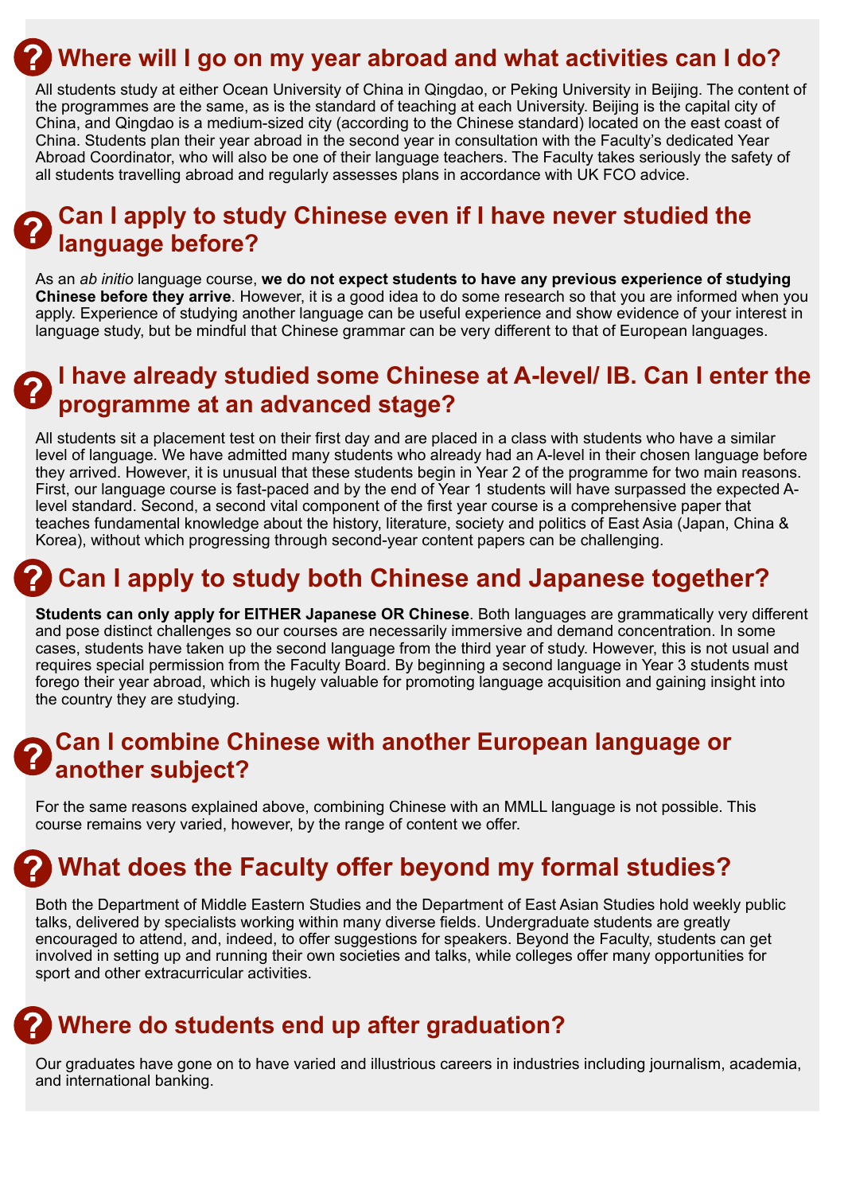## Where will I go on my year abroad and what activities can I do?

All students study at either Ocean University of China in Qingdao, or Peking University in Beijing. The content of the programmes are the same, as is the standard of teaching at each University. Beijing is the capital city of China, and Qingdao is a medium-sized city (according to the Chinese standard) located on the east coast of China. Students plan their year abroad in the second year in consultation with the Faculty's dedicated Year Abroad Coordinator, who will also be one of their language teachers. The Faculty takes seriously the safety of all students travelling abroad and regularly assesses plans in accordance with UK FCO advice.

## Can I apply to study Chinese even if I have never studied the language before?

As an *ab initio* language course, **we do not expect students to have any previous experience of studying Chinese before they arrive**. However, it is a good idea to do some research so that you are informed when you apply. Experience of studying another language can be useful experience and show evidence of your interest in language study, but be mindful that Chinese grammar can be very different to that of European languages.

## I have already studied some Chinese at A-level/ IB. Can I enter the programme at an advanced stage?

All students sit a placement test on their first day and are placed in a class with students who have a similar level of language. We have admitted many students who already had an A-level in their chosen language before they arrived. However, it is unusual that these students begin in Year 2 of the programme for two main reasons. First, our language course is fast-paced and by the end of Year 1 students will have surpassed the expected A-level standard. Second, a second vital component of the first year course is a comprehensive paper that teaches fundamental knowledge about the history, literature, society and politics of East Asia (Japan, China & Korea), without which progressing through second-year content papers can be challenging.

## Can I apply to study both Chinese and Japanese together?

**Students can only apply for EITHER Japanese OR Chinese**. Both languages are grammatically very different and pose distinct challenges so our courses are necessarily immersive and demand concentration. In some cases, students have taken up the second language from the third year of study. However, this is not usual and requires special permission from the Faculty Board. By beginning a second language in Year 3 students must forego their year abroad, which is hugely valuable for promoting language acquisition and gaining insight into the country they are studying.

## Can I combine Chinese with another European language or another subject?

For the same reasons explained above, combining Chinese with an MMLL language is not possible. This course remains very varied, however, by the range of content we offer.

## What does the Faculty offer beyond my formal studies?

Both the Department of Middle Eastern Studies and the Department of East Asian Studies hold weekly public talks, delivered by specialists working within many diverse fields. Undergraduate students are greatly encouraged to attend, and, indeed, to offer suggestions for speakers. Beyond the Faculty, students can get involved in setting up and running their own societies and talks, while colleges offer many opportunities for sport and other extracurricular activities.

## Where do students end up after graduation?

Our graduates have gone on to have varied and illustrious careers in industries including journalism, academia, and international banking.